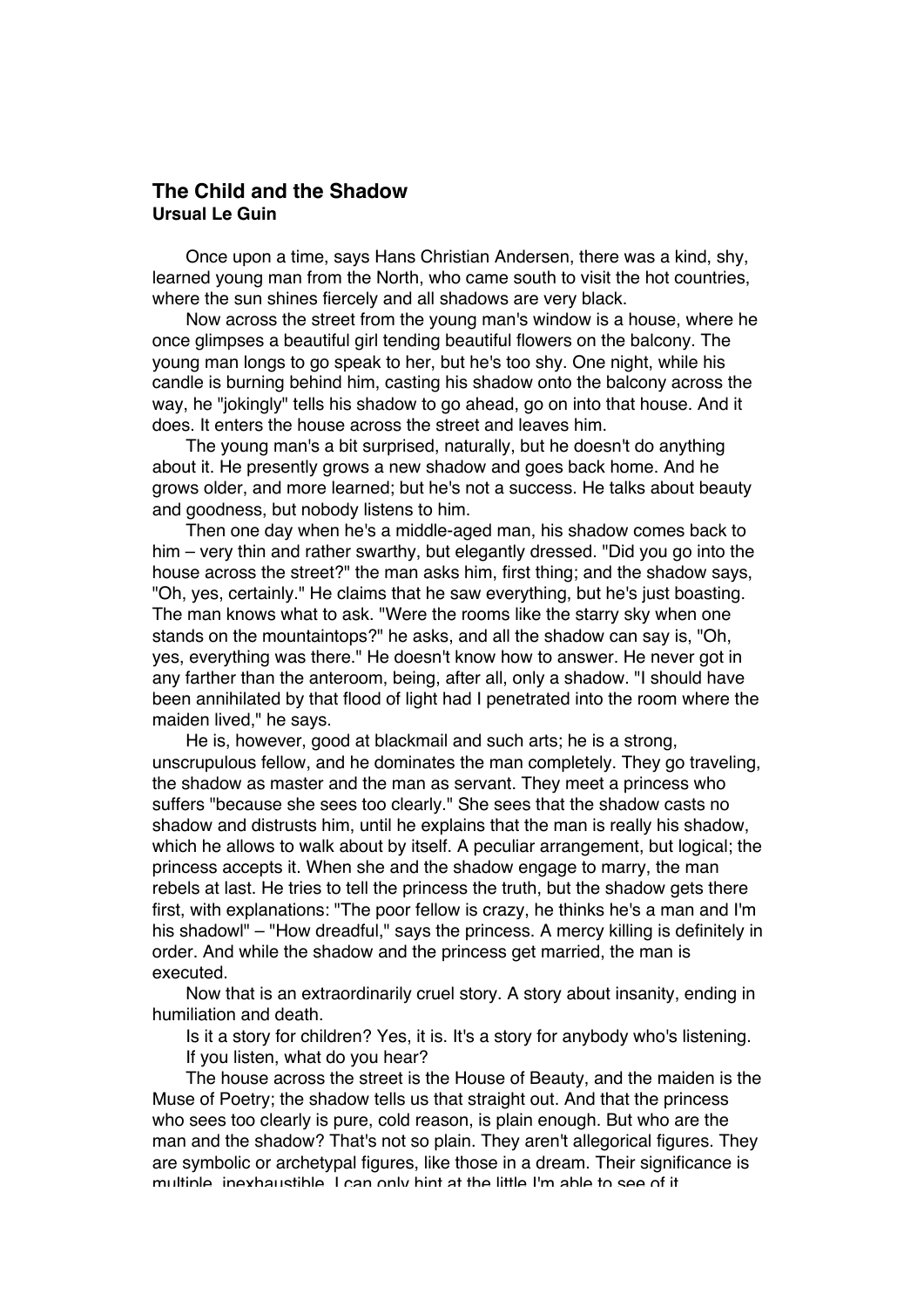## The Child and the Shadow
**Ursual Le Guin**

Once upon a time, says Hans Christian Andersen, there was a kind, shy, learned young man from the North, who came south to visit the hot countries, where the sun shines fiercely and all shadows are very black.

Now across the street from the young man's window is a house, where he once glimpses a beautiful girl tending beautiful flowers on the balcony. The young man longs to go speak to her, but he's too shy. One night, while his candle is burning behind him, casting his shadow onto the balcony across the way, he "jokingly" tells his shadow to go ahead, go on into that house. And it does. It enters the house across the street and leaves him.

The young man's a bit surprised, naturally, but he doesn't do anything about it. He presently grows a new shadow and goes back home. And he grows older, and more learned; but he's not a success. He talks about beauty and goodness, but nobody listens to him.

Then one day when he's a middle-aged man, his shadow comes back to him – very thin and rather swarthy, but elegantly dressed. "Did you go into the house across the street?" the man asks him, first thing; and the shadow says, "Oh, yes, certainly." He claims that he saw everything, but he's just boasting. The man knows what to ask. "Were the rooms like the starry sky when one stands on the mountaintops?" he asks, and all the shadow can say is, "Oh, yes, everything was there." He doesn't know how to answer. He never got in any farther than the anteroom, being, after all, only a shadow. "I should have been annihilated by that flood of light had I penetrated into the room where the maiden lived," he says.

He is, however, good at blackmail and such arts; he is a strong, unscrupulous fellow, and he dominates the man completely. They go traveling, the shadow as master and the man as servant. They meet a princess who suffers "because she sees too clearly." She sees that the shadow casts no shadow and distrusts him, until he explains that the man is really his shadow, which he allows to walk about by itself. A peculiar arrangement, but logical; the princess accepts it. When she and the shadow engage to marry, the man rebels at last. He tries to tell the princess the truth, but the shadow gets there first, with explanations: "The poor fellow is crazy, he thinks he's a man and I'm his shadow!" – "How dreadful," says the princess. A mercy killing is definitely in order. And while the shadow and the princess get married, the man is executed.

Now that is an extraordinarily cruel story. A story about insanity, ending in humiliation and death.

Is it a story for children? Yes, it is. It's a story for anybody who's listening.

If you listen, what do you hear?

The house across the street is the House of Beauty, and the maiden is the Muse of Poetry; the shadow tells us that straight out. And that the princess who sees too clearly is pure, cold reason, is plain enough. But who are the man and the shadow? That's not so plain. They aren't allegorical figures. They are symbolic or archetypal figures, like those in a dream. Their significance is multiple, inexhaustible. I can only hint at the little I'm able to see of it.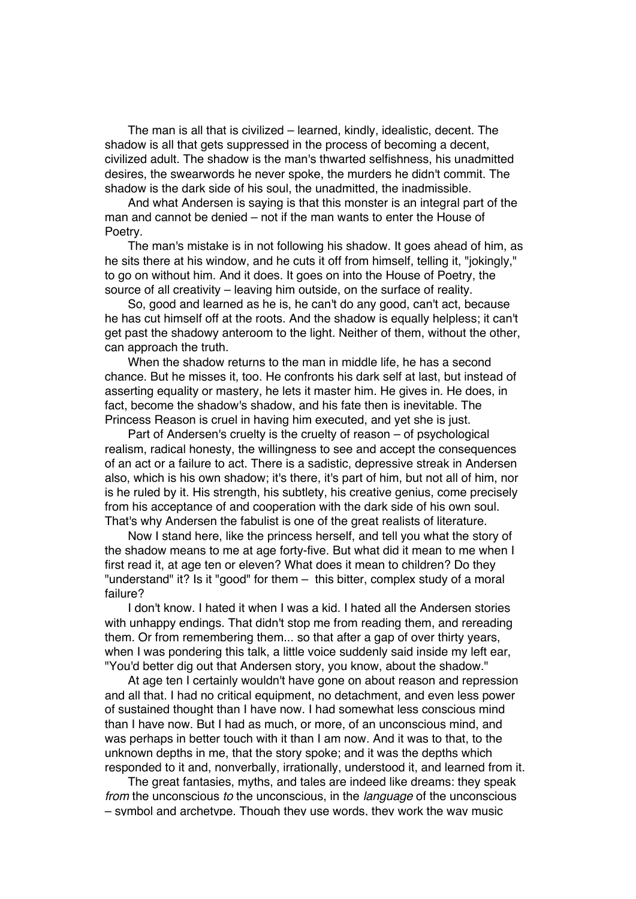The man is all that is civilized – learned, kindly, idealistic, decent. The shadow is all that gets suppressed in the process of becoming a decent, civilized adult. The shadow is the man's thwarted selfishness, his unadmitted desires, the swearwords he never spoke, the murders he didn't commit. The shadow is the dark side of his soul, the unadmitted, the inadmissible.

And what Andersen is saying is that this monster is an integral part of the man and cannot be denied – not if the man wants to enter the House of Poetry.

The man's mistake is in not following his shadow. It goes ahead of him, as he sits there at his window, and he cuts it off from himself, telling it, "jokingly," to go on without him. And it does. It goes on into the House of Poetry, the source of all creativity – leaving him outside, on the surface of reality.

So, good and learned as he is, he can't do any good, can't act, because he has cut himself off at the roots. And the shadow is equally helpless; it can't get past the shadowy anteroom to the light. Neither of them, without the other, can approach the truth.

When the shadow returns to the man in middle life, he has a second chance. But he misses it, too. He confronts his dark self at last, but instead of asserting equality or mastery, he lets it master him. He gives in. He does, in fact, become the shadow's shadow, and his fate then is inevitable. The Princess Reason is cruel in having him executed, and yet she is just.

Part of Andersen's cruelty is the cruelty of reason – of psychological realism, radical honesty, the willingness to see and accept the consequences of an act or a failure to act. There is a sadistic, depressive streak in Andersen also, which is his own shadow; it's there, it's part of him, but not all of him, nor is he ruled by it. His strength, his subtlety, his creative genius, come precisely from his acceptance of and cooperation with the dark side of his own soul. That's why Andersen the fabulist is one of the great realists of literature.

Now I stand here, like the princess herself, and tell you what the story of the shadow means to me at age forty-five. But what did it mean to me when I first read it, at age ten or eleven? What does it mean to children? Do they "understand" it? Is it "good" for them – this bitter, complex study of a moral failure?

I don't know. I hated it when I was a kid. I hated all the Andersen stories with unhappy endings. That didn't stop me from reading them, and rereading them. Or from remembering them... so that after a gap of over thirty years, when I was pondering this talk, a little voice suddenly said inside my left ear, "You'd better dig out that Andersen story, you know, about the shadow."

At age ten I certainly wouldn't have gone on about reason and repression and all that. I had no critical equipment, no detachment, and even less power of sustained thought than I have now. I had somewhat less conscious mind than I have now. But I had as much, or more, of an unconscious mind, and was perhaps in better touch with it than I am now. And it was to that, to the unknown depths in me, that the story spoke; and it was the depths which responded to it and, nonverbally, irrationally, understood it, and learned from it.

The great fantasies, myths, and tales are indeed like dreams: they speak *from* the unconscious *to* the unconscious, in the *language* of the unconscious – symbol and archetype. Though they use words, they work the way music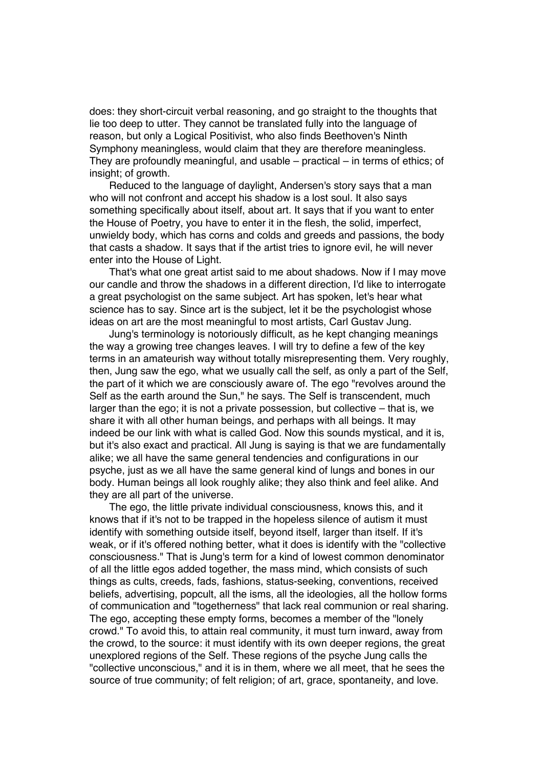does: they short-circuit verbal reasoning, and go straight to the thoughts that lie too deep to utter. They cannot be translated fully into the language of reason, but only a Logical Positivist, who also finds Beethoven's Ninth Symphony meaningless, would claim that they are therefore meaningless. They are profoundly meaningful, and usable – practical – in terms of ethics; of insight; of growth.

Reduced to the language of daylight, Andersen's story says that a man who will not confront and accept his shadow is a lost soul. It also says something specifically about itself, about art. It says that if you want to enter the House of Poetry, you have to enter it in the flesh, the solid, imperfect, unwieldy body, which has corns and colds and greeds and passions, the body that casts a shadow. It says that if the artist tries to ignore evil, he will never enter into the House of Light.

That's what one great artist said to me about shadows. Now if I may move our candle and throw the shadows in a different direction, I'd like to interrogate a great psychologist on the same subject. Art has spoken, let's hear what science has to say. Since art is the subject, let it be the psychologist whose ideas on art are the most meaningful to most artists, Carl Gustav Jung.

Jung's terminology is notoriously difficult, as he kept changing meanings the way a growing tree changes leaves. I will try to define a few of the key terms in an amateurish way without totally misrepresenting them. Very roughly, then, Jung saw the ego, what we usually call the self, as only a part of the Self, the part of it which we are consciously aware of. The ego "revolves around the Self as the earth around the Sun," he says. The Self is transcendent, much larger than the ego; it is not a private possession, but collective – that is, we share it with all other human beings, and perhaps with all beings. It may indeed be our link with what is called God. Now this sounds mystical, and it is, but it's also exact and practical. All Jung is saying is that we are fundamentally alike; we all have the same general tendencies and configurations in our psyche, just as we all have the same general kind of lungs and bones in our body. Human beings all look roughly alike; they also think and feel alike. And they are all part of the universe.

The ego, the little private individual consciousness, knows this, and it knows that if it's not to be trapped in the hopeless silence of autism it must identify with something outside itself, beyond itself, larger than itself. If it's weak, or if it's offered nothing better, what it does is identify with the "collective consciousness." That is Jung's term for a kind of lowest common denominator of all the little egos added together, the mass mind, which consists of such things as cults, creeds, fads, fashions, status-seeking, conventions, received beliefs, advertising, popcult, all the isms, all the ideologies, all the hollow forms of communication and "togetherness" that lack real communion or real sharing. The ego, accepting these empty forms, becomes a member of the "lonely crowd." To avoid this, to attain real community, it must turn inward, away from the crowd, to the source: it must identify with its own deeper regions, the great unexplored regions of the Self. These regions of the psyche Jung calls the "collective unconscious," and it is in them, where we all meet, that he sees the source of true community; of felt religion; of art, grace, spontaneity, and love.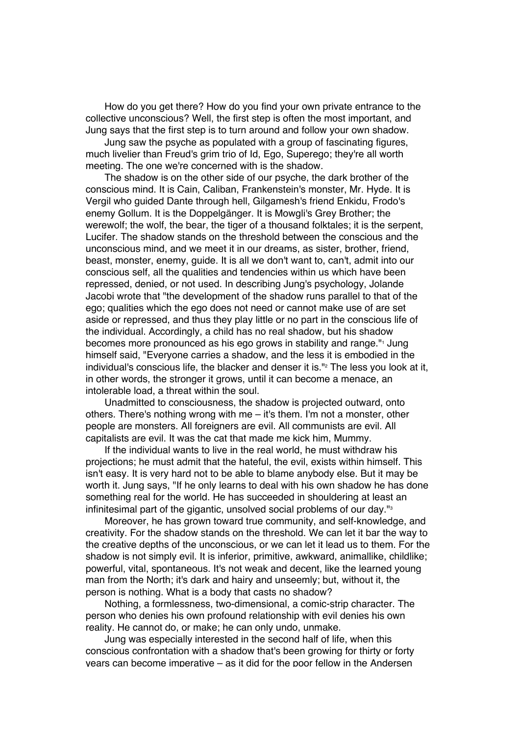How do you get there? How do you find your own private entrance to the collective unconscious? Well, the first step is often the most important, and Jung says that the first step is to turn around and follow your own shadow.

Jung saw the psyche as populated with a group of fascinating figures, much livelier than Freud's grim trio of Id, Ego, Superego; they're all worth meeting. The one we're concerned with is the shadow.

The shadow is on the other side of our psyche, the dark brother of the conscious mind. It is Cain, Caliban, Frankenstein's monster, Mr. Hyde. It is Vergil who guided Dante through hell, Gilgamesh's friend Enkidu, Frodo's enemy Gollum. It is the Doppelgänger. It is Mowgli's Grey Brother; the werewolf; the wolf, the bear, the tiger of a thousand folktales; it is the serpent, Lucifer. The shadow stands on the threshold between the conscious and the unconscious mind, and we meet it in our dreams, as sister, brother, friend, beast, monster, enemy, guide. It is all we don't want to, can't, admit into our conscious self, all the qualities and tendencies within us which have been repressed, denied, or not used. In describing Jung's psychology, Jolande Jacobi wrote that "the development of the shadow runs parallel to that of the ego; qualities which the ego does not need or cannot make use of are set aside or repressed, and thus they play little or no part in the conscious life of the individual. Accordingly, a child has no real shadow, but his shadow becomes more pronounced as his ego grows in stability and range."[1] Jung himself said, "Everyone carries a shadow, and the less it is embodied in the individual's conscious life, the blacker and denser it is."[2] The less you look at it, in other words, the stronger it grows, until it can become a menace, an intolerable load, a threat within the soul.

Unadmitted to consciousness, the shadow is projected outward, onto others. There's nothing wrong with me – it's them. I'm not a monster, other people are monsters. All foreigners are evil. All communists are evil. All capitalists are evil. It was the cat that made me kick him, Mummy.

If the individual wants to live in the real world, he must withdraw his projections; he must admit that the hateful, the evil, exists within himself. This isn't easy. It is very hard not to be able to blame anybody else. But it may be worth it. Jung says, "If he only learns to deal with his own shadow he has done something real for the world. He has succeeded in shouldering at least an infinitesimal part of the gigantic, unsolved social problems of our day."[3]

Moreover, he has grown toward true community, and self-knowledge, and creativity. For the shadow stands on the threshold. We can let it bar the way to the creative depths of the unconscious, or we can let it lead us to them. For the shadow is not simply evil. It is inferior, primitive, awkward, animallike, childlike; powerful, vital, spontaneous. It's not weak and decent, like the learned young man from the North; it's dark and hairy and unseemly; but, without it, the person is nothing. What is a body that casts no shadow?

Nothing, a formlessness, two-dimensional, a comic-strip character. The person who denies his own profound relationship with evil denies his own reality. He cannot do, or make; he can only undo, unmake.

Jung was especially interested in the second half of life, when this conscious confrontation with a shadow that's been growing for thirty or forty years can become imperative – as it did for the poor fellow in the Andersen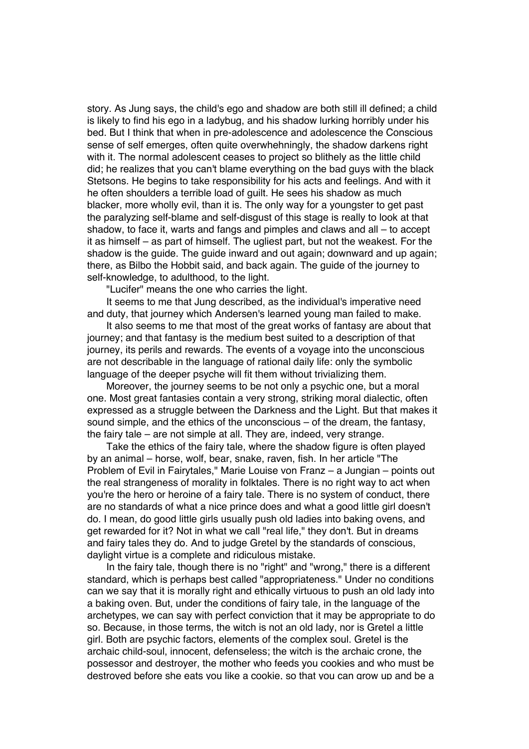story. As Jung says, the child's ego and shadow are both still ill defined; a child is likely to find his ego in a ladybug, and his shadow lurking horribly under his bed. But I think that when in pre-adolescence and adolescence the Conscious sense of self emerges, often quite overwhehningly, the shadow darkens right with it. The normal adolescent ceases to project so blithely as the little child did; he realizes that you can't blame everything on the bad guys with the black Stetsons. He begins to take responsibility for his acts and feelings. And with it he often shoulders a terrible load of guilt. He sees his shadow as much blacker, more wholly evil, than it is. The only way for a youngster to get past the paralyzing self-blame and self-disgust of this stage is really to look at that shadow, to face it, warts and fangs and pimples and claws and all – to accept it as himself – as part of himself. The ugliest part, but not the weakest. For the shadow is the guide. The guide inward and out again; downward and up again; there, as Bilbo the Hobbit said, and back again. The guide of the journey to self-knowledge, to adulthood, to the light.

"Lucifer" means the one who carries the light.

It seems to me that Jung described, as the individual's imperative need and duty, that journey which Andersen's learned young man failed to make.

It also seems to me that most of the great works of fantasy are about that journey; and that fantasy is the medium best suited to a description of that journey, its perils and rewards. The events of a voyage into the unconscious are not describable in the language of rational daily life: only the symbolic language of the deeper psyche will fit them without trivializing them.

Moreover, the journey seems to be not only a psychic one, but a moral one. Most great fantasies contain a very strong, striking moral dialectic, often expressed as a struggle between the Darkness and the Light. But that makes it sound simple, and the ethics of the unconscious – of the dream, the fantasy, the fairy tale – are not simple at all. They are, indeed, very strange.

Take the ethics of the fairy tale, where the shadow figure is often played by an animal – horse, wolf, bear, snake, raven, fish. In her article "The Problem of Evil in Fairytales," Marie Louise von Franz – a Jungian – points out the real strangeness of morality in folktales. There is no right way to act when you're the hero or heroine of a fairy tale. There is no system of conduct, there are no standards of what a nice prince does and what a good little girl doesn't do. I mean, do good little girls usually push old ladies into baking ovens, and get rewarded for it? Not in what we call "real life," they don't. But in dreams and fairy tales they do. And to judge Gretel by the standards of conscious, daylight virtue is a complete and ridiculous mistake.

In the fairy tale, though there is no "right" and "wrong," there is a different standard, which is perhaps best called "appropriateness." Under no conditions can we say that it is morally right and ethically virtuous to push an old lady into a baking oven. But, under the conditions of fairy tale, in the language of the archetypes, we can say with perfect conviction that it may be appropriate to do so. Because, in those terms, the witch is not an old lady, nor is Gretel a little girl. Both are psychic factors, elements of the complex soul. Gretel is the archaic child-soul, innocent, defenseless; the witch is the archaic crone, the possessor and destroyer, the mother who feeds you cookies and who must be destroyed before she eats you like a cookie, so that you can grow up and be a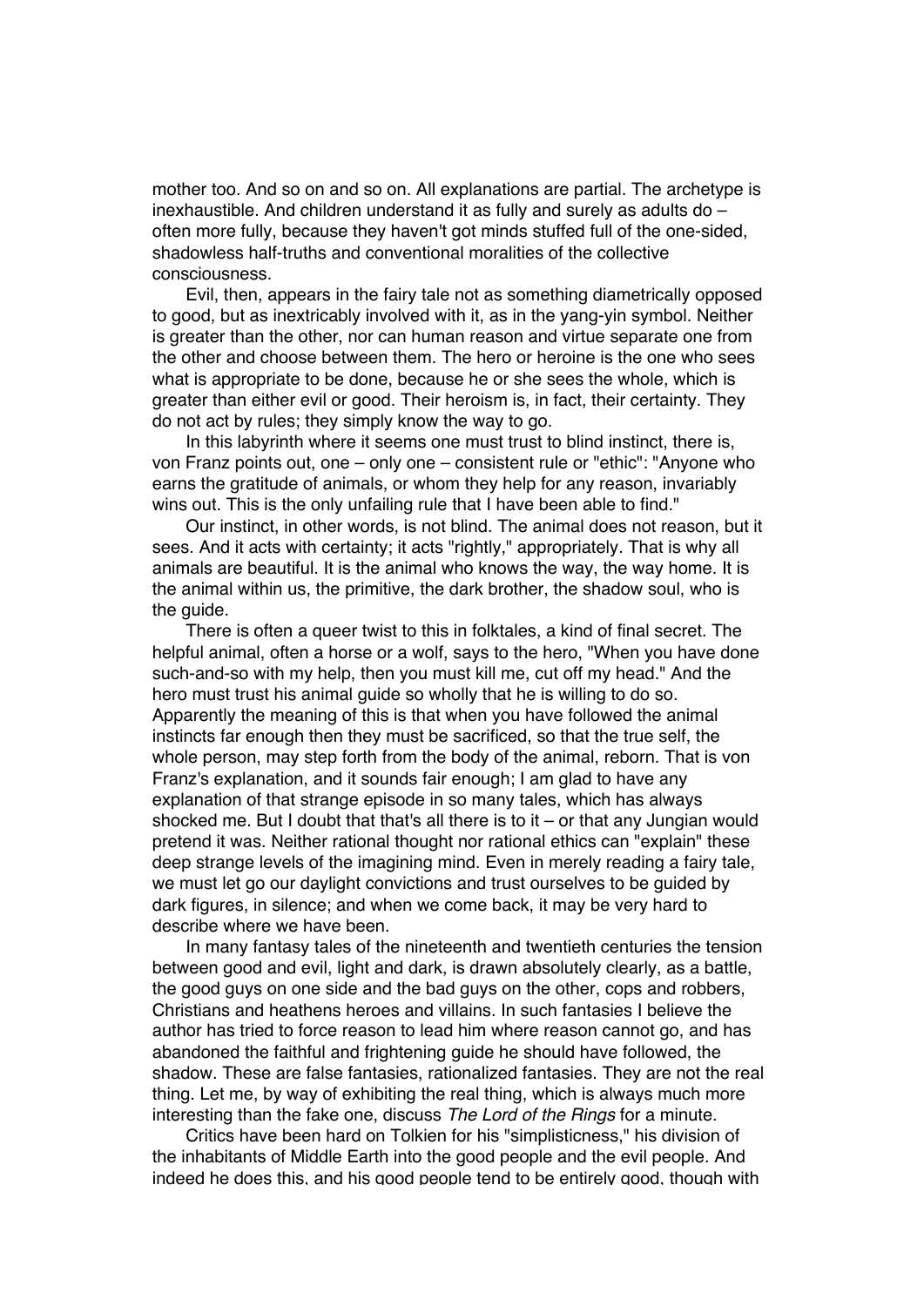mother too. And so on and so on. All explanations are partial. The archetype is inexhaustible. And children understand it as fully and surely as adults do – often more fully, because they haven't got minds stuffed full of the one-sided, shadowless half-truths and conventional moralities of the collective consciousness.

Evil, then, appears in the fairy tale not as something diametrically opposed to good, but as inextricably involved with it, as in the yang-yin symbol. Neither is greater than the other, nor can human reason and virtue separate one from the other and choose between them. The hero or heroine is the one who sees what is appropriate to be done, because he or she sees the whole, which is greater than either evil or good. Their heroism is, in fact, their certainty. They do not act by rules; they simply know the way to go.

In this labyrinth where it seems one must trust to blind instinct, there is, von Franz points out, one – only one – consistent rule or "ethic": "Anyone who earns the gratitude of animals, or whom they help for any reason, invariably wins out. This is the only unfailing rule that I have been able to find."

Our instinct, in other words, is not blind. The animal does not reason, but it sees. And it acts with certainty; it acts "rightly," appropriately. That is why all animals are beautiful. It is the animal who knows the way, the way home. It is the animal within us, the primitive, the dark brother, the shadow soul, who is the guide.

There is often a queer twist to this in folktales, a kind of final secret. The helpful animal, often a horse or a wolf, says to the hero, "When you have done such-and-so with my help, then you must kill me, cut off my head." And the hero must trust his animal guide so wholly that he is willing to do so. Apparently the meaning of this is that when you have followed the animal instincts far enough then they must be sacrificed, so that the true self, the whole person, may step forth from the body of the animal, reborn. That is von Franz's explanation, and it sounds fair enough; I am glad to have any explanation of that strange episode in so many tales, which has always shocked me. But I doubt that that's all there is to it – or that any Jungian would pretend it was. Neither rational thought nor rational ethics can "explain" these deep strange levels of the imagining mind. Even in merely reading a fairy tale, we must let go our daylight convictions and trust ourselves to be guided by dark figures, in silence; and when we come back, it may be very hard to describe where we have been.

In many fantasy tales of the nineteenth and twentieth centuries the tension between good and evil, light and dark, is drawn absolutely clearly, as a battle, the good guys on one side and the bad guys on the other, cops and robbers, Christians and heathens heroes and villains. In such fantasies I believe the author has tried to force reason to lead him where reason cannot go, and has abandoned the faithful and frightening guide he should have followed, the shadow. These are false fantasies, rationalized fantasies. They are not the real thing. Let me, by way of exhibiting the real thing, which is always much more interesting than the fake one, discuss *The Lord of the Rings* for a minute.

Critics have been hard on Tolkien for his "simplisticness," his division of the inhabitants of Middle Earth into the good people and the evil people. And indeed he does this, and his good people tend to be entirely good, though with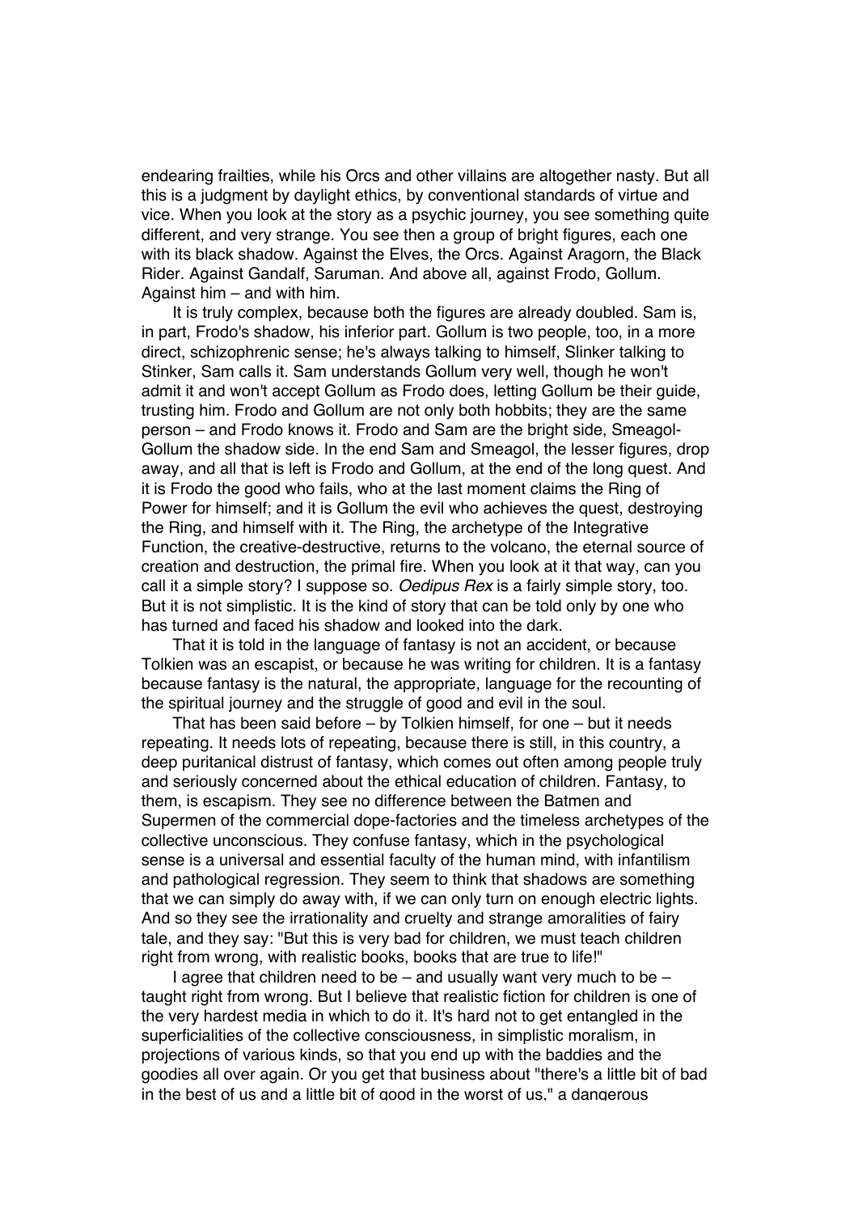endearing frailties, while his Orcs and other villains are altogether nasty. But all this is a judgment by daylight ethics, by conventional standards of virtue and vice. When you look at the story as a psychic journey, you see something quite different, and very strange. You see then a group of bright figures, each one with its black shadow. Against the Elves, the Orcs. Against Aragorn, the Black Rider. Against Gandalf, Saruman. And above all, against Frodo, Gollum. Against him – and with him.

It is truly complex, because both the figures are already doubled. Sam is, in part, Frodo's shadow, his inferior part. Gollum is two people, too, in a more direct, schizophrenic sense; he's always talking to himself, Slinker talking to Stinker, Sam calls it. Sam understands Gollum very well, though he won't admit it and won't accept Gollum as Frodo does, letting Gollum be their guide, trusting him. Frodo and Gollum are not only both hobbits; they are the same person – and Frodo knows it. Frodo and Sam are the bright side, Smeagol-Gollum the shadow side. In the end Sam and Smeagol, the lesser figures, drop away, and all that is left is Frodo and Gollum, at the end of the long quest. And it is Frodo the good who fails, who at the last moment claims the Ring of Power for himself; and it is Gollum the evil who achieves the quest, destroying the Ring, and himself with it. The Ring, the archetype of the Integrative Function, the creative-destructive, returns to the volcano, the eternal source of creation and destruction, the primal fire. When you look at it that way, can you call it a simple story? I suppose so. *Oedipus Rex* is a fairly simple story, too. But it is not simplistic. It is the kind of story that can be told only by one who has turned and faced his shadow and looked into the dark.

That it is told in the language of fantasy is not an accident, or because Tolkien was an escapist, or because he was writing for children. It is a fantasy because fantasy is the natural, the appropriate, language for the recounting of the spiritual journey and the struggle of good and evil in the soul.

That has been said before – by Tolkien himself, for one – but it needs repeating. It needs lots of repeating, because there is still, in this country, a deep puritanical distrust of fantasy, which comes out often among people truly and seriously concerned about the ethical education of children. Fantasy, to them, is escapism. They see no difference between the Batmen and Supermen of the commercial dope-factories and the timeless archetypes of the collective unconscious. They confuse fantasy, which in the psychological sense is a universal and essential faculty of the human mind, with infantilism and pathological regression. They seem to think that shadows are something that we can simply do away with, if we can only turn on enough electric lights. And so they see the irrationality and cruelty and strange amoralities of fairy tale, and they say: "But this is very bad for children, we must teach children right from wrong, with realistic books, books that are true to life!"

I agree that children need to be – and usually want very much to be – taught right from wrong. But I believe that realistic fiction for children is one of the very hardest media in which to do it. It's hard not to get entangled in the superficialities of the collective consciousness, in simplistic moralism, in projections of various kinds, so that you end up with the baddies and the goodies all over again. Or you get that business about "there's a little bit of bad in the best of us and a little bit of good in the worst of us," a dangerous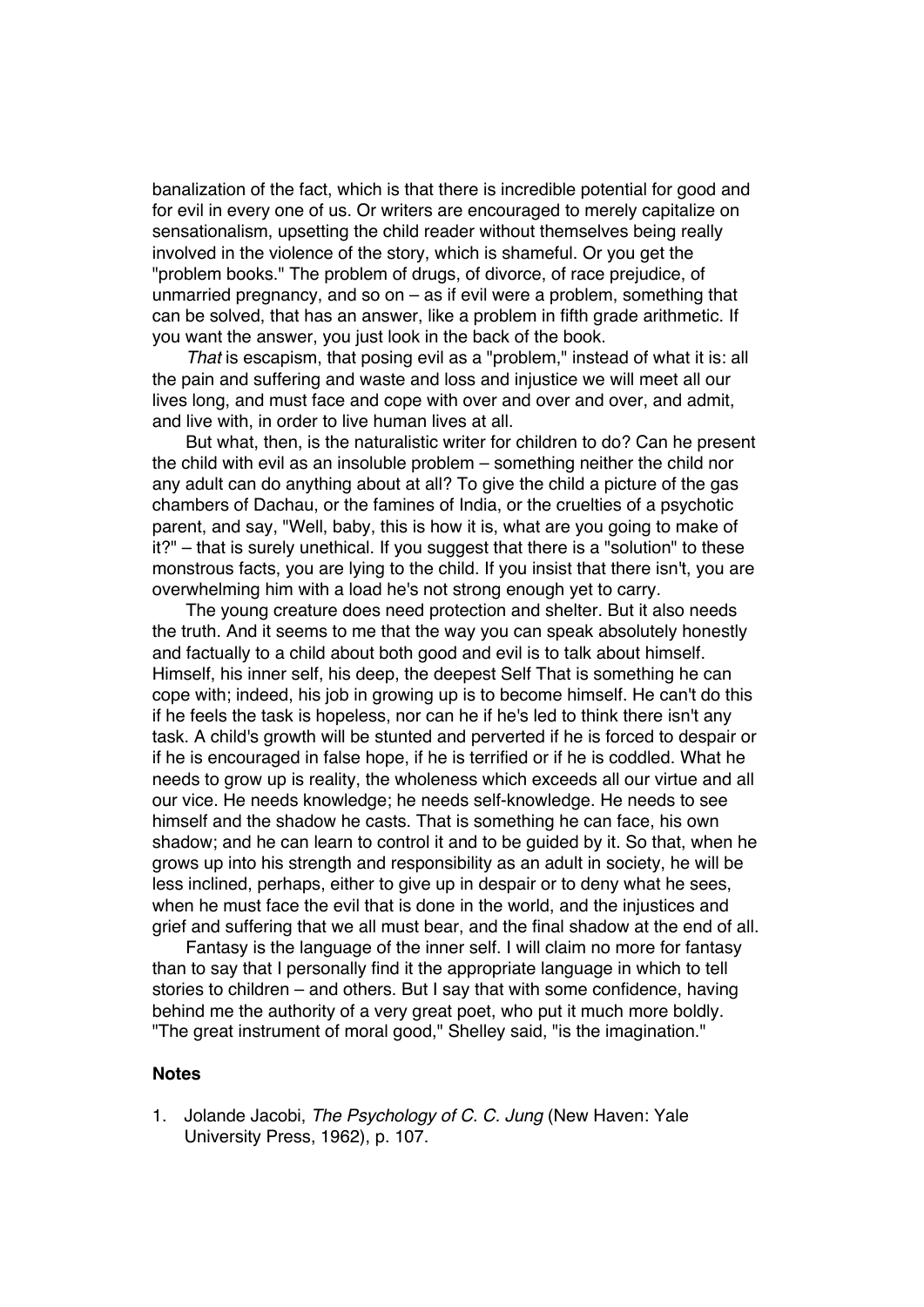banalization of the fact, which is that there is incredible potential for good and for evil in every one of us. Or writers are encouraged to merely capitalize on sensationalism, upsetting the child reader without themselves being really involved in the violence of the story, which is shameful. Or you get the "problem books." The problem of drugs, of divorce, of race prejudice, of unmarried pregnancy, and so on – as if evil were a problem, something that can be solved, that has an answer, like a problem in fifth grade arithmetic. If you want the answer, you just look in the back of the book.

*That* is escapism, that posing evil as a "problem," instead of what it is: all the pain and suffering and waste and loss and injustice we will meet all our lives long, and must face and cope with over and over and over, and admit, and live with, in order to live human lives at all.

But what, then, is the naturalistic writer for children to do? Can he present the child with evil as an insoluble problem – something neither the child nor any adult can do anything about at all? To give the child a picture of the gas chambers of Dachau, or the famines of India, or the cruelties of a psychotic parent, and say, "Well, baby, this is how it is, what are you going to make of it?" – that is surely unethical. If you suggest that there is a "solution" to these monstrous facts, you are lying to the child. If you insist that there isn't, you are overwhelming him with a load he's not strong enough yet to carry.

The young creature does need protection and shelter. But it also needs the truth. And it seems to me that the way you can speak absolutely honestly and factually to a child about both good and evil is to talk about himself. Himself, his inner self, his deep, the deepest Self That is something he can cope with; indeed, his job in growing up is to become himself. He can't do this if he feels the task is hopeless, nor can he if he's led to think there isn't any task. A child's growth will be stunted and perverted if he is forced to despair or if he is encouraged in false hope, if he is terrified or if he is coddled. What he needs to grow up is reality, the wholeness which exceeds all our virtue and all our vice. He needs knowledge; he needs self-knowledge. He needs to see himself and the shadow he casts. That is something he can face, his own shadow; and he can learn to control it and to be guided by it. So that, when he grows up into his strength and responsibility as an adult in society, he will be less inclined, perhaps, either to give up in despair or to deny what he sees, when he must face the evil that is done in the world, and the injustices and grief and suffering that we all must bear, and the final shadow at the end of all.

Fantasy is the language of the inner self. I will claim no more for fantasy than to say that I personally find it the appropriate language in which to tell stories to children – and others. But I say that with some confidence, having behind me the authority of a very great poet, who put it much more boldly. "The great instrument of moral good," Shelley said, "is the imagination."

### Notes

1. Jolande Jacobi, *The Psychology of C. C. Jung* (New Haven: Yale University Press, 1962), p. 107.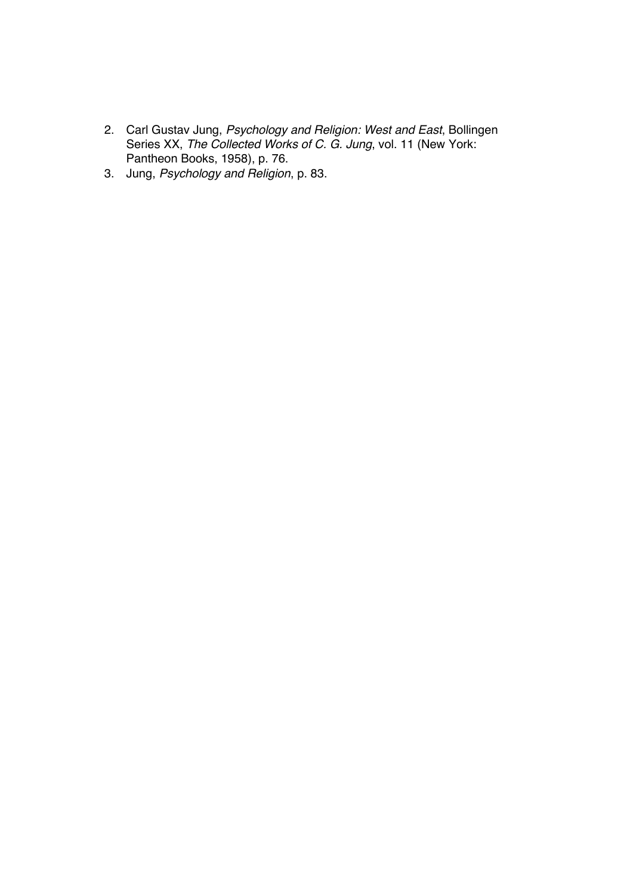2. Carl Gustav Jung, *Psychology and Religion: West and East*, Bollingen Series XX, *The Collected Works of C. G. Jung*, vol. 11 (New York: Pantheon Books, 1958), p. 76.
3. Jung, *Psychology and Religion*, p. 83.